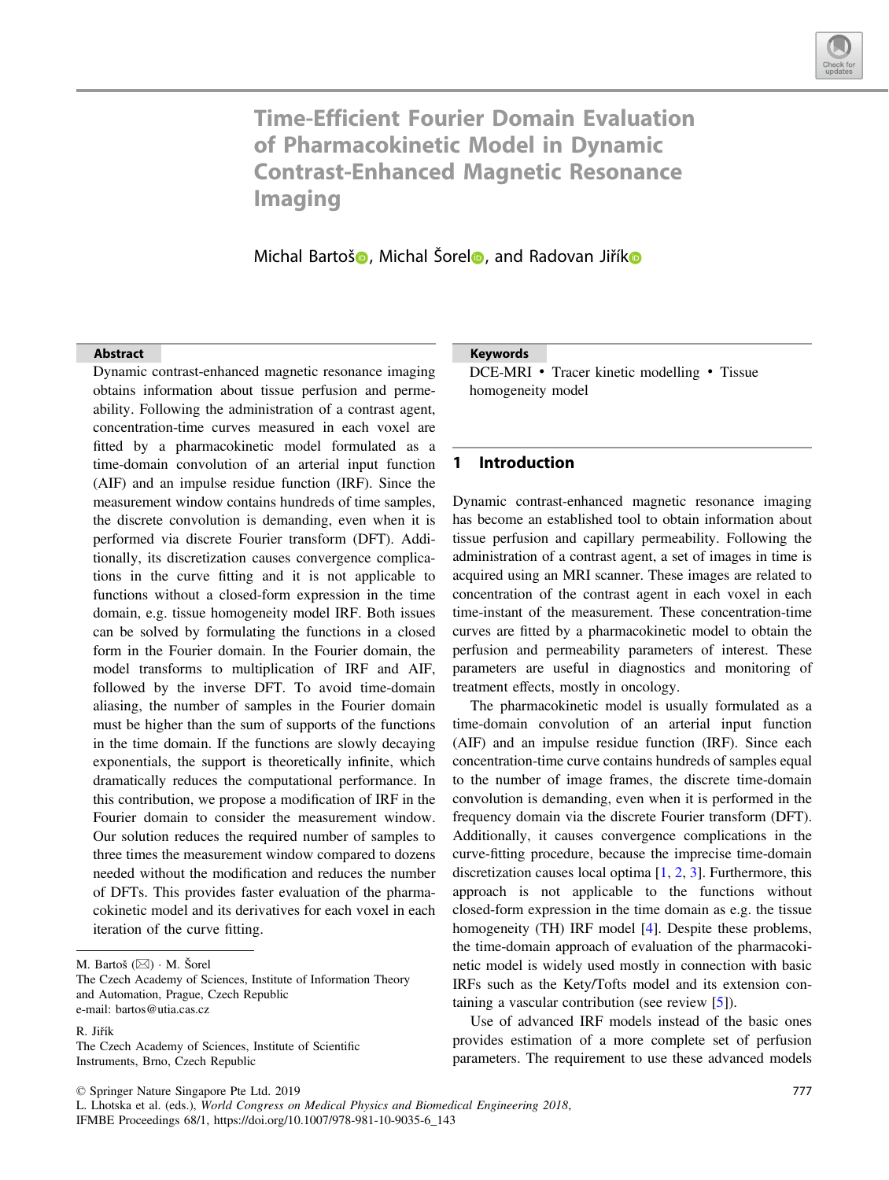# Time-Efficient Fourier Domain Evaluation of Pharmacokinetic Model in Dynamic Contrast-Enhanced Magnetic Resonance Imaging

Michal Bartoš, Michal Šorel, and Radovan Jiřík

**Abstract**

Dynamic contrast-enhanced magnetic resonance imaging obtains information about tissue perfusion and permeability. Following the administration of a contrast agent, concentration-time curves measured in each voxel are fitted by a pharmacokinetic model formulated as a time-domain convolution of an arterial input function (AIF) and an impulse residue function (IRF). Since the measurement window contains hundreds of time samples, the discrete convolution is demanding, even when it is performed via discrete Fourier transform (DFT). Additionally, its discretization causes convergence complications in the curve fitting and it is not applicable to functions without a closed-form expression in the time domain, e.g. tissue homogeneity model IRF. Both issues can be solved by formulating the functions in a closed form in the Fourier domain. In the Fourier domain, the model transforms to multiplication of IRF and AIF, followed by the inverse DFT. To avoid time-domain aliasing, the number of samples in the Fourier domain must be higher than the sum of supports of the functions in the time domain. If the functions are slowly decaying exponentials, the support is theoretically infinite, which dramatically reduces the computational performance. In this contribution, we propose a modification of IRF in the Fourier domain to consider the measurement window. Our solution reduces the required number of samples to three times the measurement window compared to dozens needed without the modification and reduces the number of DFTs. This provides faster evaluation of the pharmacokinetic model and its derivatives for each voxel in each iteration of the curve fitting.

**Keywords**

DCE-MRI • Tracer kinetic modelling • Tissue homogeneity model

M. Bartoš (✉) · M. Šorel
The Czech Academy of Sciences, Institute of Information Theory and Automation, Prague, Czech Republic
e-mail: bartos@utia.cas.cz

R. Jiřík
The Czech Academy of Sciences, Institute of Scientific Instruments, Brno, Czech Republic

## 1 Introduction

Dynamic contrast-enhanced magnetic resonance imaging has become an established tool to obtain information about tissue perfusion and capillary permeability. Following the administration of a contrast agent, a set of images in time is acquired using an MRI scanner. These images are related to concentration of the contrast agent in each voxel in each time-instant of the measurement. These concentration-time curves are fitted by a pharmacokinetic model to obtain the perfusion and permeability parameters of interest. These parameters are useful in diagnostics and monitoring of treatment effects, mostly in oncology.

The pharmacokinetic model is usually formulated as a time-domain convolution of an arterial input function (AIF) and an impulse residue function (IRF). Since each concentration-time curve contains hundreds of samples equal to the number of image frames, the discrete time-domain convolution is demanding, even when it is performed in the frequency domain via the discrete Fourier transform (DFT). Additionally, it causes convergence complications in the curve-fitting procedure, because the imprecise time-domain discretization causes local optima [1, 2, 3]. Furthermore, this approach is not applicable to the functions without closed-form expression in the time domain as e.g. the tissue homogeneity (TH) IRF model [4]. Despite these problems, the time-domain approach of evaluation of the pharmacokinetic model is widely used mostly in connection with basic IRFs such as the Kety/Tofts model and its extension containing a vascular contribution (see review [5]).

Use of advanced IRF models instead of the basic ones provides estimation of a more complete set of perfusion parameters. The requirement to use these advanced models

© Springer Nature Singapore Pte Ltd. 2019
L. Lhotska et al. (eds.), *World Congress on Medical Physics and Biomedical Engineering 2018*, IFMBE Proceedings 68/1, https://doi.org/10.1007/978-981-10-9035-6_143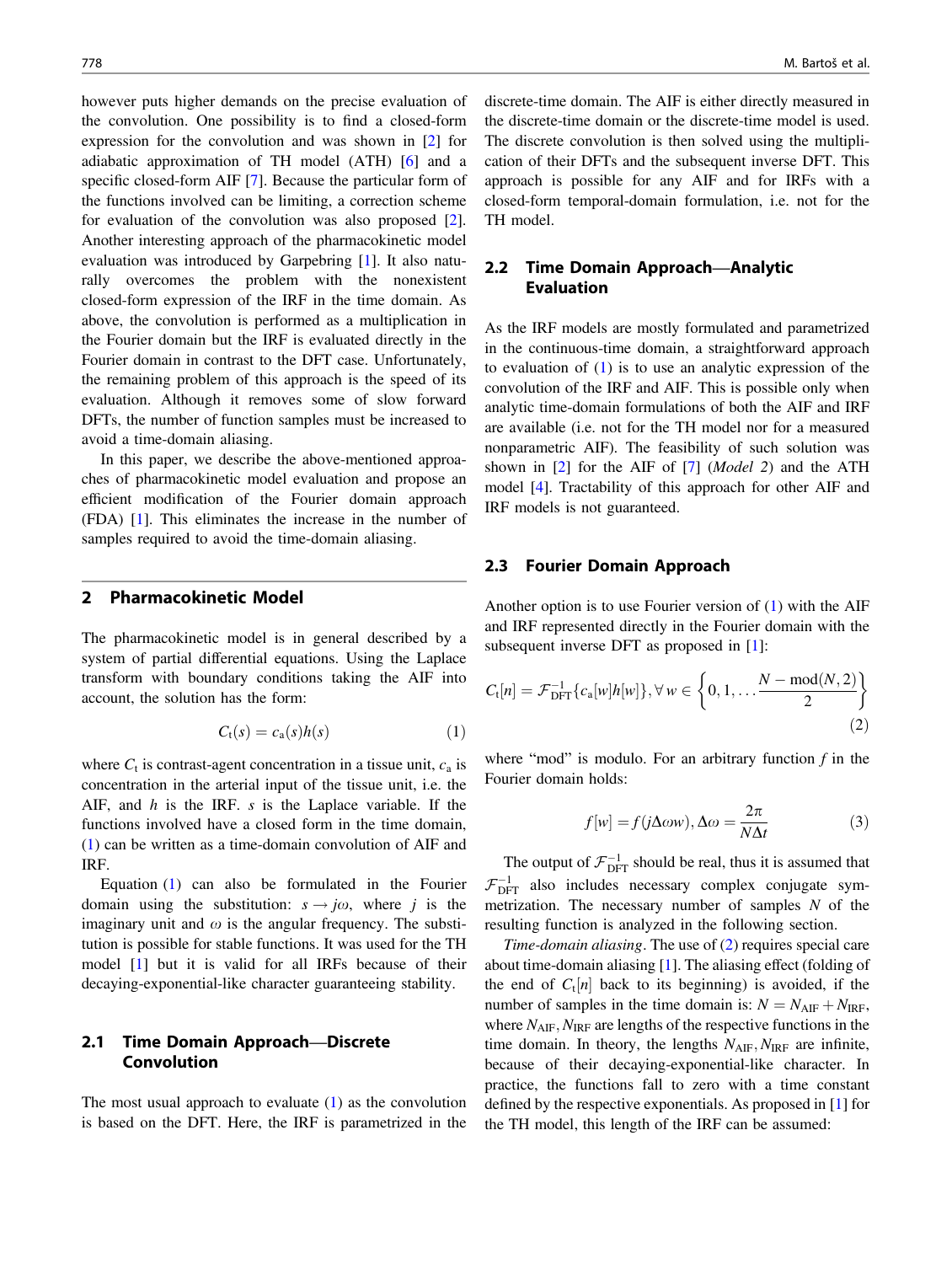however puts higher demands on the precise evaluation of the convolution. One possibility is to find a closed-form expression for the convolution and was shown in [2] for adiabatic approximation of TH model (ATH) [6] and a specific closed-form AIF [7]. Because the particular form of the functions involved can be limiting, a correction scheme for evaluation of the convolution was also proposed [2]. Another interesting approach of the pharmacokinetic model evaluation was introduced by Garpebring [1]. It also naturally overcomes the problem with the nonexistent closed-form expression of the IRF in the time domain. As above, the convolution is performed as a multiplication in the Fourier domain but the IRF is evaluated directly in the Fourier domain in contrast to the DFT case. Unfortunately, the remaining problem of this approach is the speed of its evaluation. Although it removes some of slow forward DFTs, the number of function samples must be increased to avoid a time-domain aliasing.

In this paper, we describe the above-mentioned approaches of pharmacokinetic model evaluation and propose an efficient modification of the Fourier domain approach (FDA) [1]. This eliminates the increase in the number of samples required to avoid the time-domain aliasing.

## 2 Pharmacokinetic Model

The pharmacokinetic model is in general described by a system of partial differential equations. Using the Laplace transform with boundary conditions taking the AIF into account, the solution has the form:

$$C_{\mathrm{t}}(s) = c_{\mathrm{a}}(s)h(s) \tag{1}$$

where $C_{\mathrm{t}}$ is contrast-agent concentration in a tissue unit, $c_{\mathrm{a}}$ is concentration in the arterial input of the tissue unit, i.e. the AIF, and $h$ is the IRF. $s$ is the Laplace variable. If the functions involved have a closed form in the time domain, (1) can be written as a time-domain convolution of AIF and IRF.

Equation (1) can also be formulated in the Fourier domain using the substitution: $s \rightarrow j\omega$, where $j$ is the imaginary unit and $\omega$ is the angular frequency. The substitution is possible for stable functions. It was used for the TH model [1] but it is valid for all IRFs because of their decaying-exponential-like character guaranteeing stability.

### 2.1 Time Domain Approach—Discrete Convolution

The most usual approach to evaluate (1) as the convolution is based on the DFT. Here, the IRF is parametrized in the discrete-time domain. The AIF is either directly measured in the discrete-time domain or the discrete-time model is used. The discrete convolution is then solved using the multiplication of their DFTs and the subsequent inverse DFT. This approach is possible for any AIF and for IRFs with a closed-form temporal-domain formulation, i.e. not for the TH model.

### 2.2 Time Domain Approach—Analytic Evaluation

As the IRF models are mostly formulated and parametrized in the continuous-time domain, a straightforward approach to evaluation of (1) is to use an analytic expression of the convolution of the IRF and AIF. This is possible only when analytic time-domain formulations of both the AIF and IRF are available (i.e. not for the TH model nor for a measured nonparametric AIF). The feasibility of such solution was shown in [2] for the AIF of [7] (*Model 2*) and the ATH model [4]. Tractability of this approach for other AIF and IRF models is not guaranteed.

### 2.3 Fourier Domain Approach

Another option is to use Fourier version of (1) with the AIF and IRF represented directly in the Fourier domain with the subsequent inverse DFT as proposed in [1]:

$$C_{\mathrm{t}}[n] = \mathcal{F}^{-1}_{\mathrm{DFT}}\{c_{\mathrm{a}}[w]h[w]\}, \forall\, w \in \left\{0, 1, \ldots \frac{N - \mathrm{mod}(N,2)}{2}\right\} \tag{2}$$

where "mod" is modulo. For an arbitrary function $f$ in the Fourier domain holds:

$$f[w] = f(j\Delta\omega w), \Delta\omega = \frac{2\pi}{N\Delta t} \tag{3}$$

The output of $\mathcal{F}^{-1}_{\mathrm{DFT}}$ should be real, thus it is assumed that $\mathcal{F}^{-1}_{\mathrm{DFT}}$ also includes necessary complex conjugate symmetrization. The necessary number of samples $N$ of the resulting function is analyzed in the following section.

*Time-domain aliasing*. The use of (2) requires special care about time-domain aliasing [1]. The aliasing effect (folding of the end of $C_{\mathrm{t}}[n]$ back to its beginning) is avoided, if the number of samples in the time domain is: $N = N_{\mathrm{AIF}} + N_{\mathrm{IRF}}$, where $N_{\mathrm{AIF}}, N_{\mathrm{IRF}}$ are lengths of the respective functions in the time domain. In theory, the lengths $N_{\mathrm{AIF}}, N_{\mathrm{IRF}}$ are infinite, because of their decaying-exponential-like character. In practice, the functions fall to zero with a time constant defined by the respective exponentials. As proposed in [1] for the TH model, this length of the IRF can be assumed: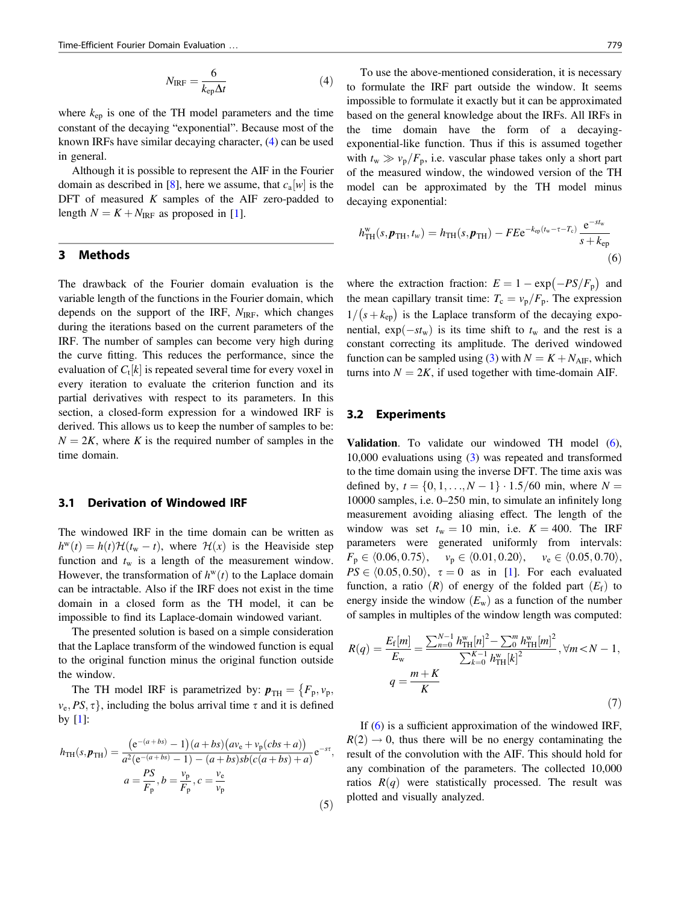$$N_{\mathrm{IRF}} = \frac{6}{k_{\mathrm{ep}}\Delta t} \tag{4}$$

where $k_{\mathrm{ep}}$ is one of the TH model parameters and the time constant of the decaying "exponential". Because most of the known IRFs have similar decaying character, (4) can be used in general.

Although it is possible to represent the AIF in the Fourier domain as described in [8], here we assume, that $c_{\mathrm{a}}[w]$ is the DFT of measured $K$ samples of the AIF zero-padded to length $N = K + N_{\mathrm{IRF}}$ as proposed in [1].

## 3 Methods

The drawback of the Fourier domain evaluation is the variable length of the functions in the Fourier domain, which depends on the support of the IRF, $N_{\mathrm{IRF}}$, which changes during the iterations based on the current parameters of the IRF. The number of samples can become very high during the curve fitting. This reduces the performance, since the evaluation of $C_{\mathrm{t}}[k]$ is repeated several time for every voxel in every iteration to evaluate the criterion function and its partial derivatives with respect to its parameters. In this section, a closed-form expression for a windowed IRF is derived. This allows us to keep the number of samples to be: $N = 2K$, where $K$ is the required number of samples in the time domain.

### 3.1 Derivation of Windowed IRF

The windowed IRF in the time domain can be written as $h^{\mathrm{w}}(t) = h(t)\mathcal{H}(t_{\mathrm{w}} - t)$, where $\mathcal{H}(x)$ is the Heaviside step function and $t_{\mathrm{w}}$ is a length of the measurement window. However, the transformation of $h^{\mathrm{w}}(t)$ to the Laplace domain can be intractable. Also if the IRF does not exist in the time domain in a closed form as the TH model, it can be impossible to find its Laplace-domain windowed variant.

The presented solution is based on a simple consideration that the Laplace transform of the windowed function is equal to the original function minus the original function outside the window.

The TH model IRF is parametrized by: $\boldsymbol{p}_{\mathrm{TH}} = \{F_{\mathrm{p}}, v_{\mathrm{p}}, v_{\mathrm{e}}, PS, \tau\}$, including the bolus arrival time $\tau$ and it is defined by [1]:

$$h_{\mathrm{TH}}(s, \boldsymbol{p}_{\mathrm{TH}}) = \frac{\left(\mathrm{e}^{-(a+bs)} - 1\right)(a+bs)\left(av_{\mathrm{e}} + v_{\mathrm{p}}(cbs + a)\right)}{a^2\left(\mathrm{e}^{-(a+bs)} - 1\right) - (a+bs)sb(c(a+bs)+a)}\mathrm{e}^{-s\tau},$$
$$a = \frac{PS}{F_{\mathrm{p}}}, b = \frac{v_{\mathrm{p}}}{F_{\mathrm{p}}}, c = \frac{v_{\mathrm{e}}}{v_{\mathrm{p}}} \tag{5}$$

To use the above-mentioned consideration, it is necessary to formulate the IRF part outside the window. It seems impossible to formulate it exactly but it can be approximated based on the general knowledge about the IRFs. All IRFs in the time domain have the form of a decaying-exponential-like function. Thus if this is assumed together with $t_{\mathrm{w}} \gg v_{\mathrm{p}}/F_{\mathrm{p}}$, i.e. vascular phase takes only a short part of the measured window, the windowed version of the TH model can be approximated by the TH model minus decaying exponential:

$$h^{\mathrm{w}}_{\mathrm{TH}}(s, \boldsymbol{p}_{\mathrm{TH}}, t_{\mathrm{w}}) = h_{\mathrm{TH}}(s, \boldsymbol{p}_{\mathrm{TH}}) - FE\mathrm{e}^{-k_{\mathrm{ep}}(t_{\mathrm{w}} - \tau - T_{\mathrm{c}})}\frac{\mathrm{e}^{-st_{\mathrm{w}}}}{s + k_{\mathrm{ep}}} \tag{6}$$

where the extraction fraction: $E = 1 - \exp(-PS/F_{\mathrm{p}})$ and the mean capillary transit time: $T_{\mathrm{c}} = v_{\mathrm{p}}/F_{\mathrm{p}}$. The expression $1/(s + k_{\mathrm{ep}})$ is the Laplace transform of the decaying exponential, $\exp(-st_{\mathrm{w}})$ is its time shift to $t_{\mathrm{w}}$ and the rest is a constant correcting its amplitude. The derived windowed function can be sampled using (3) with $N = K + N_{\mathrm{AIF}}$, which turns into $N = 2K$, if used together with time-domain AIF.

### 3.2 Experiments

**Validation**. To validate our windowed TH model (6), 10,000 evaluations using (3) was repeated and transformed to the time domain using the inverse DFT. The time axis was defined by, $t = \{0, 1, \ldots, N-1\} \cdot 1.5/60$ min, where $N = 10000$ samples, i.e. 0–250 min, to simulate an infinitely long measurement avoiding aliasing effect. The length of the window was set $t_{\mathrm{w}} = 10$ min, i.e. $K = 400$. The IRF parameters were generated uniformly from intervals: $F_{\mathrm{p}} \in \langle 0.06, 0.75\rangle$, $v_{\mathrm{p}} \in \langle 0.01, 0.20\rangle$, $v_{\mathrm{e}} \in \langle 0.05, 0.70\rangle$, $PS \in \langle 0.05, 0.50\rangle$, $\tau = 0$ as in [1]. For each evaluated function, a ratio $(R)$ of energy of the folded part $(E_{\mathrm{f}})$ to energy inside the window $(E_{\mathrm{w}})$ as a function of the number of samples in multiples of the window length was computed:

$$R(q) = \frac{E_{\mathrm{f}}[m]}{E_{\mathrm{w}}} = \frac{\sum_{n=0}^{N-1} h^{\mathrm{w}}_{\mathrm{TH}}[n]^2 - \sum_{0}^{m} h^{\mathrm{w}}_{\mathrm{TH}}[m]^2}{\sum_{k=0}^{K-1} h^{\mathrm{w}}_{\mathrm{TH}}[k]^2}, \forall m < N-1,$$
$$q = \frac{m + K}{K} \tag{7}$$

If (6) is a sufficient approximation of the windowed IRF, $R(2) \to 0$, thus there will be no energy contaminating the result of the convolution with the AIF. This should hold for any combination of the parameters. The collected 10,000 ratios $R(q)$ were statistically processed. The result was plotted and visually analyzed.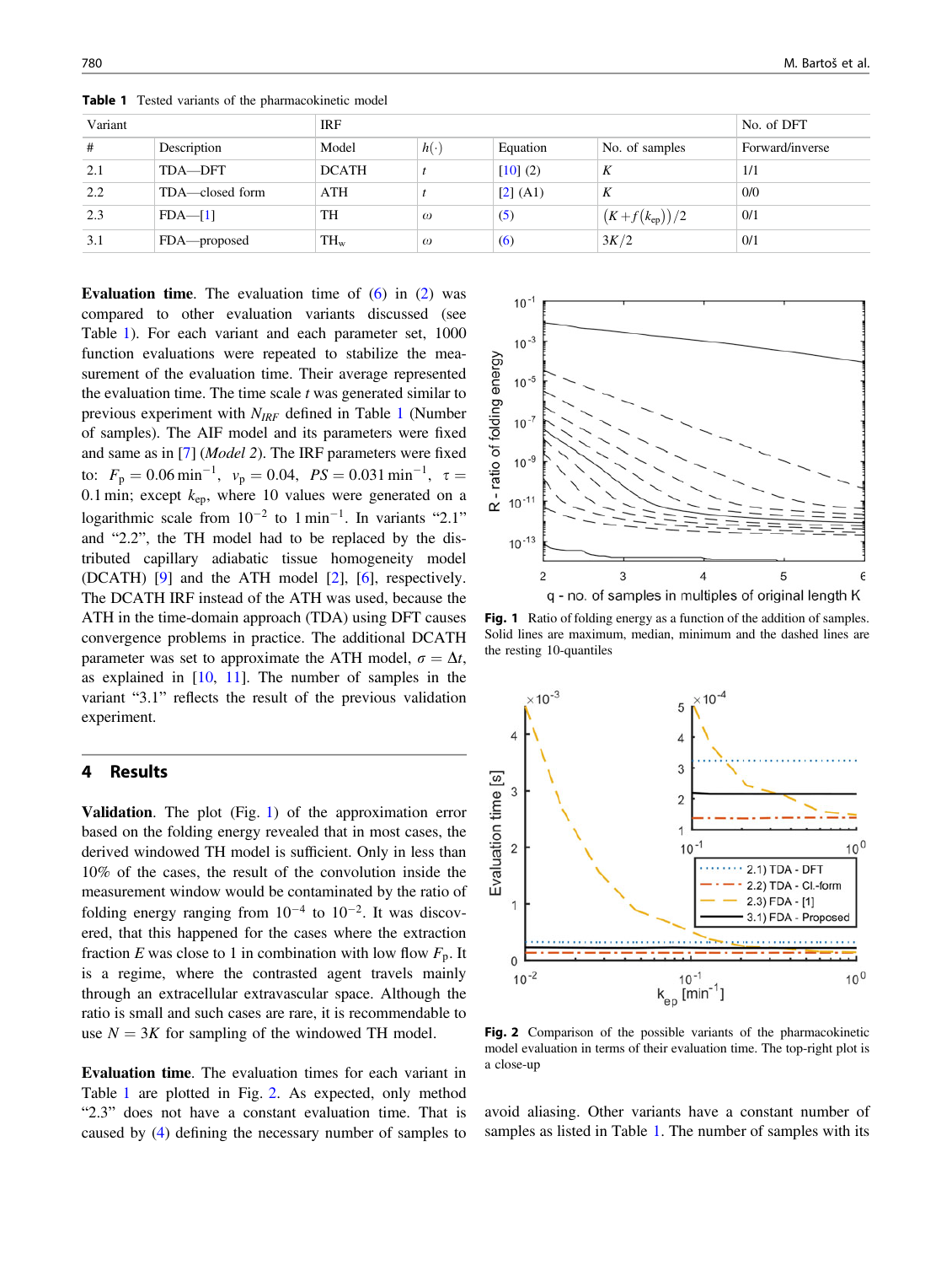**Table 1** Tested variants of the pharmacokinetic model

| Variant | | IRF | | | | No. of DFT |
|---|---|---|---|---|---|---|
| # | Description | Model | $h(\cdot)$ | Equation | No. of samples | Forward/inverse |
| 2.1 | TDA—DFT | DCATH | $t$ | [10] (2) | $K$ | 1/1 |
| 2.2 | TDA—closed form | ATH | $t$ | [2] (A1) | $K$ | 0/0 |
| 2.3 | FDA—[1] | TH | $\omega$ | (5) | $(K + f(k_{ep}))/2$ | 0/1 |
| 3.1 | FDA—proposed | $TH_w$ | $\omega$ | (6) | $3K/2$ | 0/1 |

**Evaluation time**. The evaluation time of (6) in (2) was compared to other evaluation variants discussed (see Table 1). For each variant and each parameter set, 1000 function evaluations were repeated to stabilize the measurement of the evaluation time. Their average represented the evaluation time. The time scale $t$ was generated similar to previous experiment with $N_{IRF}$ defined in Table 1 (Number of samples). The AIF model and its parameters were fixed and same as in [7] (*Model 2*). The IRF parameters were fixed to: $F_p = 0.06\,\text{min}^{-1}$, $v_p = 0.04$, $PS = 0.031\,\text{min}^{-1}$, $\tau = 0.1\,\text{min}$; except $k_{ep}$, where 10 values were generated on a logarithmic scale from $10^{-2}$ to $1\,\text{min}^{-1}$. In variants "2.1" and "2.2", the TH model had to be replaced by the distributed capillary adiabatic tissue homogeneity model (DCATH) [9] and the ATH model [2], [6], respectively. The DCATH IRF instead of the ATH was used, because the ATH in the time-domain approach (TDA) using DFT causes convergence problems in practice. The additional DCATH parameter was set to approximate the ATH model, $\sigma = \Delta t$, as explained in [10, 11]. The number of samples in the variant "3.1" reflects the result of the previous validation experiment.

## 4 Results

**Validation**. The plot (Fig. 1) of the approximation error based on the folding energy revealed that in most cases, the derived windowed TH model is sufficient. Only in less than 10% of the cases, the result of the convolution inside the measurement window would be contaminated by the ratio of folding energy ranging from $10^{-4}$ to $10^{-2}$. It was discovered, that this happened for the cases where the extraction fraction $E$ was close to 1 in combination with low flow $F_p$. It is a regime, where the contrasted agent travels mainly through an extracellular space. Although the ratio is small and such cases are rare, it is recommendable to use $N = 3K$ for sampling of the windowed TH model.

**Fig. 1** Ratio of folding energy as a function of the addition of samples. Solid lines are maximum, median, minimum and the dashed lines are the resting 10-quantiles

**Fig. 2** Comparison of the possible variants of the pharmacokinetic model evaluation in terms of their evaluation time. The top-right plot is a close-up

**Evaluation time**. The evaluation times for each variant in Table 1 are plotted in Fig. 2. As expected, only method "2.3" does not have a constant evaluation time. That is caused by (4) defining the necessary number of samples to avoid aliasing. Other variants have a constant number of samples as listed in Table 1. The number of samples with its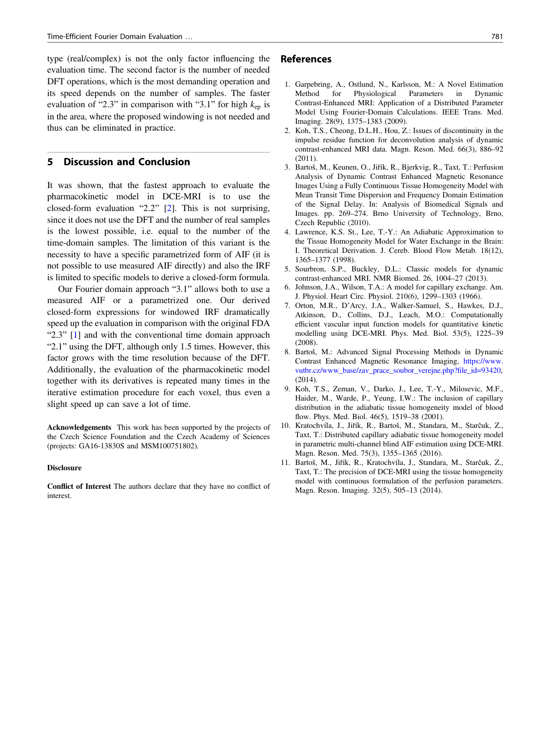type (real/complex) is not the only factor influencing the evaluation time. The second factor is the number of needed DFT operations, which is the most demanding operation and its speed depends on the number of samples. The faster evaluation of "2.3" in comparison with "3.1" for high $k_{ep}$ is in the area, where the proposed windowing is not needed and thus can be eliminated in practice.

## 5 Discussion and Conclusion

It was shown, that the fastest approach to evaluate the pharmacokinetic model in DCE-MRI is to use the closed-form evaluation "2.2" [2]. This is not surprising, since it does not use the DFT and the number of real samples is the lowest possible, i.e. equal to the number of the time-domain samples. The limitation of this variant is the necessity to have a specific parametrized form of AIF (it is not possible to use measured AIF directly) and also the IRF is limited to specific models to derive a closed-form formula.

Our Fourier domain approach "3.1" allows both to use a measured AIF or a parametrized one. Our derived closed-form expressions for windowed IRF dramatically speed up the evaluation in comparison with the original FDA "2.3" [1] and with the conventional time domain approach "2.1" using the DFT, although only 1.5 times. However, this factor grows with the time resolution because of the DFT. Additionally, the evaluation of the pharmacokinetic model together with its derivatives is repeated many times in the iterative estimation procedure for each voxel, thus even a slight speed up can save a lot of time.

**Acknowledgements** This work has been supported by the projects of the Czech Science Foundation and the Czech Academy of Sciences (projects: GA16-13830S and MSM100751802).

**Disclosure**

**Conflict of Interest** The authors declare that they have no conflict of interest.

## References

1. Garpebring, A., Ostlund, N., Karlsson, M.: A Novel Estimation Method for Physiological Parameters in Dynamic Contrast-Enhanced MRI: Application of a Distributed Parameter Model Using Fourier-Domain Calculations. IEEE Trans. Med. Imaging. 28(9), 1375–1383 (2009).
2. Koh, T.S., Cheong, D.L.H., Hou, Z.: Issues of discontinuity in the impulse residue function for deconvolution analysis of dynamic contrast-enhanced MRI data. Magn. Reson. Med. 66(3), 886–92 (2011).
3. Bartoš, M., Keunen, O., Jiřík, R., Bjerkvig, R., Taxt, T.: Perfusion Analysis of Dynamic Contrast Enhanced Magnetic Resonance Images Using a Fully Continuous Tissue Homogeneity Model with Mean Transit Time Dispersion and Frequency Domain Estimation of the Signal Delay. In: Analysis of Biomedical Signals and Images. pp. 269–274. Brno University of Technology, Brno, Czech Republic (2010).
4. Lawrence, K.S. St., Lee, T.-Y.: An Adiabatic Approximation to the Tissue Homogeneity Model for Water Exchange in the Brain: I. Theoretical Derivation. J. Cereb. Blood Flow Metab. 18(12), 1365–1377 (1998).
5. Sourbron, S.P., Buckley, D.L.: Classic models for dynamic contrast-enhanced MRI. NMR Biomed. 26, 1004–27 (2013).
6. Johnson, J.A., Wilson, T.A.: A model for capillary exchange. Am. J. Physiol. Heart Circ. Physiol. 210(6), 1299–1303 (1966).
7. Orton, M.R., D'Arcy, J.A., Walker-Samuel, S., Hawkes, D.J., Atkinson, D., Collins, D.J., Leach, M.O.: Computationally efficient vascular input function models for quantitative kinetic modelling using DCE-MRI. Phys. Med. Biol. 53(5), 1225–39 (2008).
8. Bartoš, M.: Advanced Signal Processing Methods in Dynamic Contrast Enhanced Magnetic Resonance Imaging, https://www.vutbr.cz/www_base/zav_prace_soubor_verejne.php?file_id=93420, (2014).
9. Koh, T.S., Zeman, V., Darko, J., Lee, T.-Y., Milosevic, M.F., Haider, M., Warde, P., Yeung, I.W.: The inclusion of capillary distribution in the adiabatic tissue homogeneity model of blood flow. Phys. Med. Biol. 46(5), 1519–38 (2001).
10. Kratochvíla, J., Jiřík, R., Bartoš, M., Standara, M., Starčuk, Z., Taxt, T.: Distributed capillary adiabatic tissue homogeneity model in parametric multi-channel blind AIF estimation using DCE-MRI. Magn. Reson. Med. 75(3), 1355–1365 (2016).
11. Bartoš, M., Jiřík, R., Kratochvíla, J., Standara, M., Starčuk, Z., Taxt, T.: The precision of DCE-MRI using the tissue homogeneity model with continuous formulation of the perfusion parameters. Magn. Reson. Imaging. 32(5), 505–13 (2014).